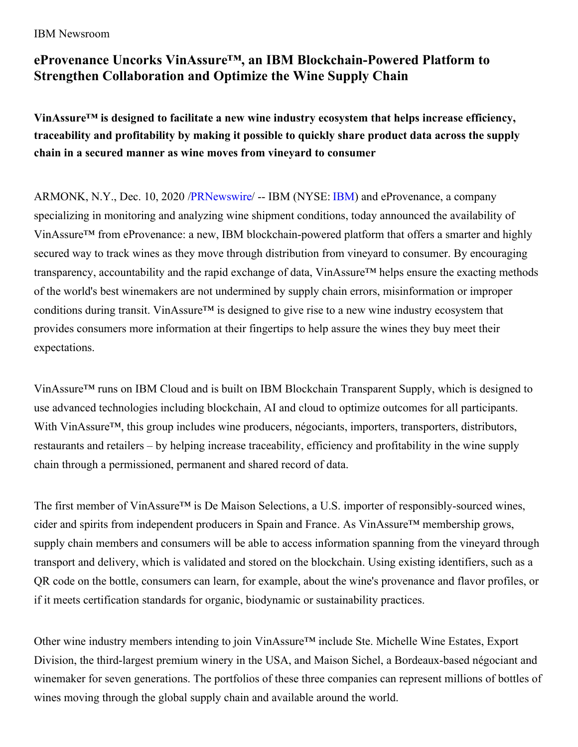IBM Newsroom

# eProvenance Uncorks VinAssure™, an IBM Blockchain-Powered Platform to Strengthen Collaboration and Optimize the Wine Supply Chain

**VinAssure™ is designed to facilitate a new wine industry ecosystem that helps increase efficiency, traceability and profitability by making it possible to quickly share product data across the supply chain in a secured manner as wine moves from vineyard to consumer**

ARMONK, N.Y., Dec. 10, 2020 /PRNewswire/ -- IBM (NYSE: IBM) and eProvenance, a company specializing in monitoring and analyzing wine shipment conditions, today announced the availability of VinAssure™ from eProvenance: a new, IBM blockchain-powered platform that offers a smarter and highly secured way to track wines as they move through distribution from vineyard to consumer. By encouraging transparency, accountability and the rapid exchange of data, VinAssure™ helps ensure the exacting methods of the world's best winemakers are not undermined by supply chain errors, misinformation or improper conditions during transit. VinAssure™ is designed to give rise to a new wine industry ecosystem that provides consumers more information at their fingertips to help assure the wines they buy meet their expectations.

VinAssure™ runs on IBM Cloud and is built on IBM Blockchain Transparent Supply, which is designed to use advanced technologies including blockchain, AI and cloud to optimize outcomes for all participants. With VinAssure™, this group includes wine producers, négociants, importers, transporters, distributors, restaurants and retailers – by helping increase traceability, efficiency and profitability in the wine supply chain through a permissioned, permanent and shared record of data.

The first member of VinAssure™ is De Maison Selections, a U.S. importer of responsibly-sourced wines, cider and spirits from independent producers in Spain and France. As VinAssure™ membership grows, supply chain members and consumers will be able to access information spanning from the vineyard through transport and delivery, which is validated and stored on the blockchain. Using existing identifiers, such as a QR code on the bottle, consumers can learn, for example, about the wine's provenance and flavor profiles, or if it meets certification standards for organic, biodynamic or sustainability practices.

Other wine industry members intending to join VinAssure™ include Ste. Michelle Wine Estates, Export Division, the third-largest premium winery in the USA, and Maison Sichel, a Bordeaux-based négociant and winemaker for seven generations. The portfolios of these three companies can represent millions of bottles of wines moving through the global supply chain and available around the world.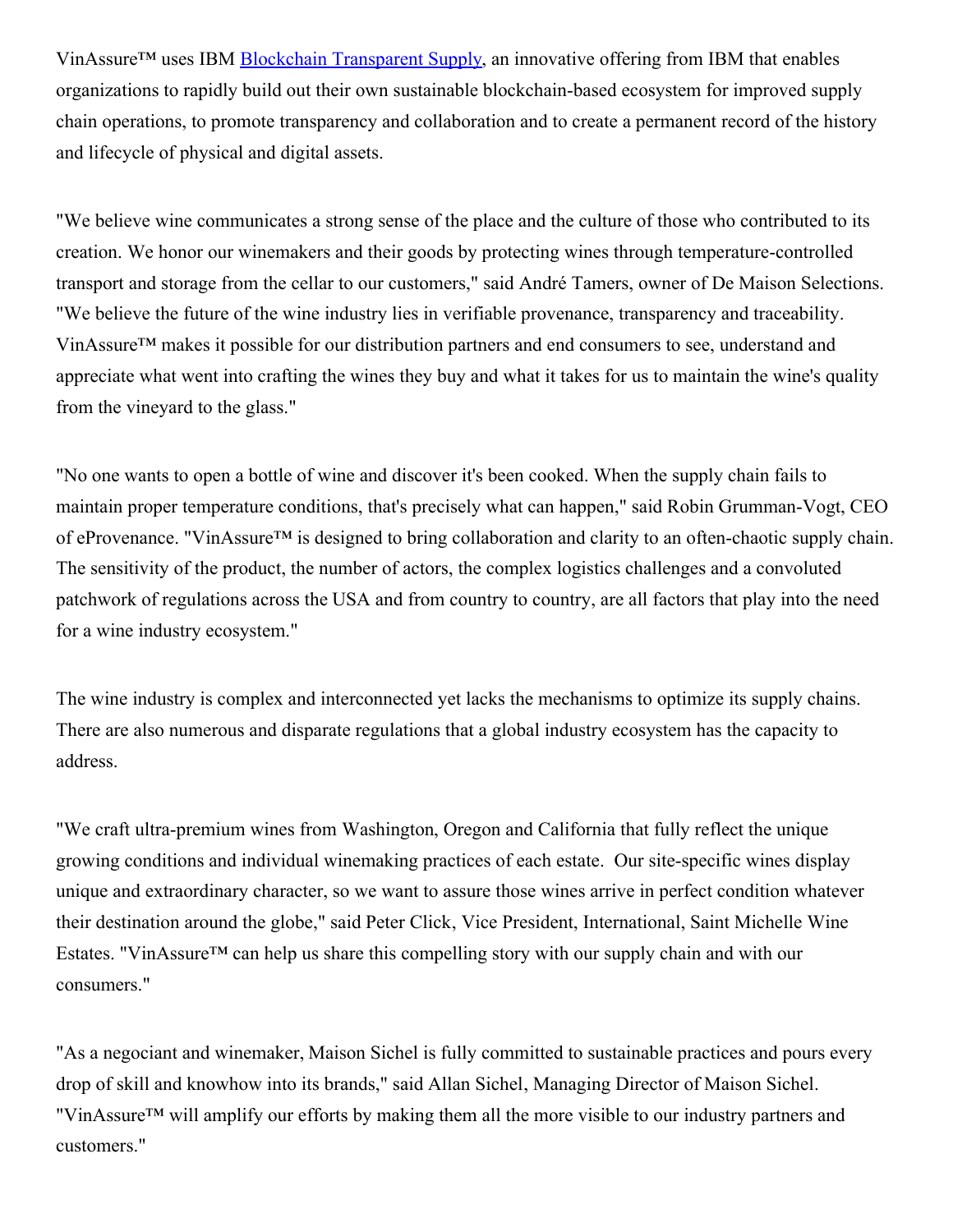VinAssure™ uses IBM [Blockchain Transparent Supply](), an innovative offering from IBM that enables organizations to rapidly build out their own sustainable blockchain-based ecosystem for improved supply chain operations, to promote transparency and collaboration and to create a permanent record of the history and lifecycle of physical and digital assets.

"We believe wine communicates a strong sense of the place and the culture of those who contributed to its creation. We honor our winemakers and their goods by protecting wines through temperature-controlled transport and storage from the cellar to our customers," said André Tamers, owner of De Maison Selections. "We believe the future of the wine industry lies in verifiable provenance, transparency and traceability. VinAssure™ makes it possible for our distribution partners and end consumers to see, understand and appreciate what went into crafting the wines they buy and what it takes for us to maintain the wine's quality from the vineyard to the glass."

"No one wants to open a bottle of wine and discover it's been cooked. When the supply chain fails to maintain proper temperature conditions, that's precisely what can happen," said Robin Grumman-Vogt, CEO of eProvenance. "VinAssure™ is designed to bring collaboration and clarity to an often-chaotic supply chain. The sensitivity of the product, the number of actors, the complex logistics challenges and a convoluted patchwork of regulations across the USA and from country to country, are all factors that play into the need for a wine industry ecosystem."

The wine industry is complex and interconnected yet lacks the mechanisms to optimize its supply chains. There are also numerous and disparate regulations that a global industry ecosystem has the capacity to address.

"We craft ultra-premium wines from Washington, Oregon and California that fully reflect the unique growing conditions and individual winemaking practices of each estate. Our site-specific wines display unique and extraordinary character, so we want to assure those wines arrive in perfect condition whatever their destination around the globe," said Peter Click, Vice President, International, Saint Michelle Wine Estates. "VinAssure™ can help us share this compelling story with our supply chain and with our consumers."

"As a negociant and winemaker, Maison Sichel is fully committed to sustainable practices and pours every drop of skill and knowhow into its brands," said Allan Sichel, Managing Director of Maison Sichel. "VinAssure™ will amplify our efforts by making them all the more visible to our industry partners and customers."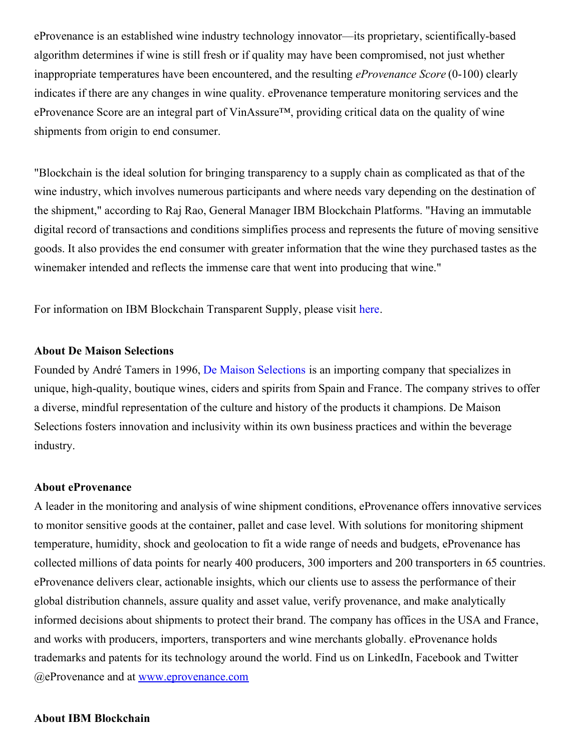eProvenance is an established wine industry technology innovator—its proprietary, scientifically-based algorithm determines if wine is still fresh or if quality may have been compromised, not just whether inappropriate temperatures have been encountered, and the resulting *eProvenance Score* (0-100) clearly indicates if there are any changes in wine quality. eProvenance temperature monitoring services and the eProvenance Score are an integral part of VinAssure™, providing critical data on the quality of wine shipments from origin to end consumer.

"Blockchain is the ideal solution for bringing transparency to a supply chain as complicated as that of the wine industry, which involves numerous participants and where needs vary depending on the destination of the shipment," according to Raj Rao, General Manager IBM Blockchain Platforms. "Having an immutable digital record of transactions and conditions simplifies process and represents the future of moving sensitive goods. It also provides the end consumer with greater information that the wine they purchased tastes as the winemaker intended and reflects the immense care that went into producing that wine."

For information on IBM Blockchain Transparent Supply, please visit here.

**About De Maison Selections**

Founded by André Tamers in 1996, De Maison Selections is an importing company that specializes in unique, high-quality, boutique wines, ciders and spirits from Spain and France. The company strives to offer a diverse, mindful representation of the culture and history of the products it champions. De Maison Selections fosters innovation and inclusivity within its own business practices and within the beverage industry.

**About eProvenance**

A leader in the monitoring and analysis of wine shipment conditions, eProvenance offers innovative services to monitor sensitive goods at the container, pallet and case level. With solutions for monitoring shipment temperature, humidity, shock and geolocation to fit a wide range of needs and budgets, eProvenance has collected millions of data points for nearly 400 producers, 300 importers and 200 transporters in 65 countries. eProvenance delivers clear, actionable insights, which our clients use to assess the performance of their global distribution channels, assure quality and asset value, verify provenance, and make analytically informed decisions about shipments to protect their brand. The company has offices in the USA and France, and works with producers, importers, transporters and wine merchants globally. eProvenance holds trademarks and patents for its technology around the world. Find us on LinkedIn, Facebook and Twitter @eProvenance and at www.eprovenance.com

**About IBM Blockchain**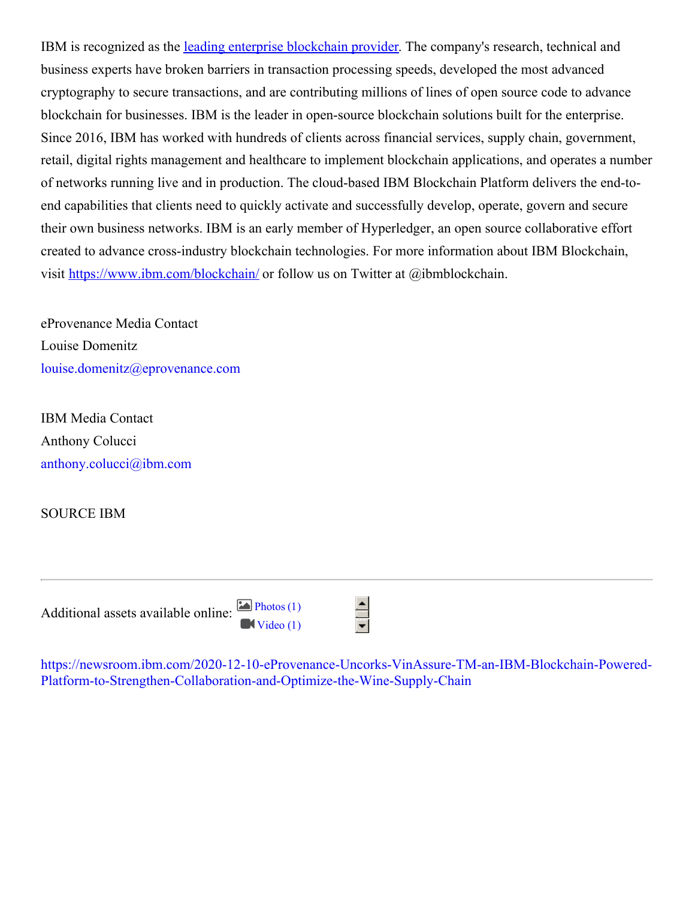IBM is recognized as the [leading enterprise blockchain provider](). The company's research, technical and business experts have broken barriers in transaction processing speeds, developed the most advanced cryptography to secure transactions, and are contributing millions of lines of open source code to advance blockchain for businesses. IBM is the leader in open-source blockchain solutions built for the enterprise. Since 2016, IBM has worked with hundreds of clients across financial services, supply chain, government, retail, digital rights management and healthcare to implement blockchain applications, and operates a number of networks running live and in production. The cloud-based IBM Blockchain Platform delivers the end-to-end capabilities that clients need to quickly activate and successfully develop, operate, govern and secure their own business networks. IBM is an early member of Hyperledger, an open source collaborative effort created to advance cross-industry blockchain technologies. For more information about IBM Blockchain, visit https://www.ibm.com/blockchain/ or follow us on Twitter at @ibmblockchain.

eProvenance Media Contact
Louise Domenitz
louise.domenitz@eprovenance.com

IBM Media Contact
Anthony Colucci
anthony.colucci@ibm.com

SOURCE IBM

---

Additional assets available online: Photos (1) Video (1)

https://newsroom.ibm.com/2020-12-10-eProvenance-Uncorks-VinAssure-TM-an-IBM-Blockchain-Powered-Platform-to-Strengthen-Collaboration-and-Optimize-the-Wine-Supply-Chain